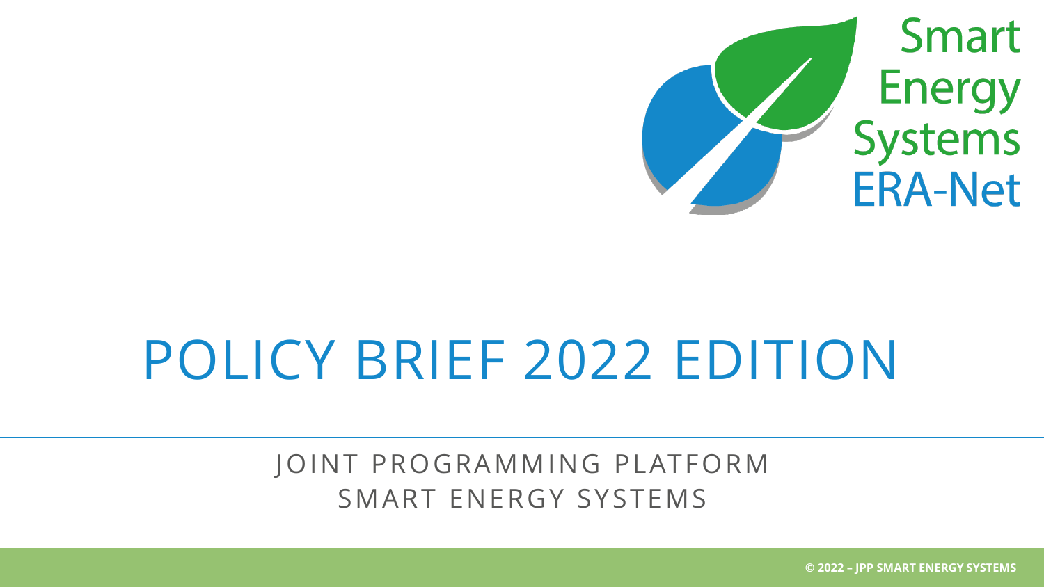Smart Energy Systems ERA-Net

# POLICY BRIEF 2022 EDITION

JOINT PROGRAMMING PLATFORM
SMART ENERGY SYSTEMS

© 2022 – JPP SMART ENERGY SYSTEMS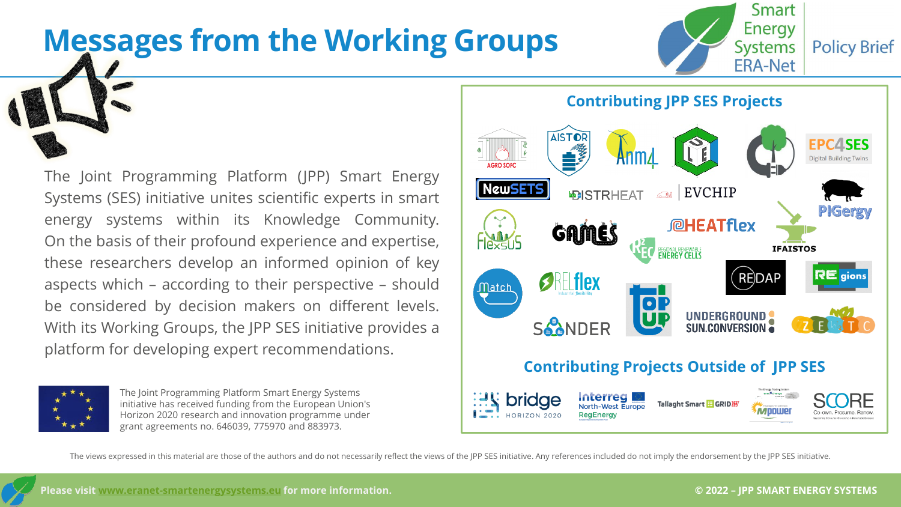# Messages from the Working Groups

The Joint Programming Platform (JPP) Smart Energy Systems (SES) initiative unites scientific experts in smart energy systems within its Knowledge Community. On the basis of their profound experience and expertise, these researchers develop an informed opinion of key aspects which – according to their perspective – should be considered by decision makers on different levels. With its Working Groups, the JPP SES initiative provides a platform for developing expert recommendations.

The Joint Programming Platform Smart Energy Systems initiative has received funding from the European Union's Horizon 2020 research and innovation programme under grant agreements no. 646039, 775970 and 883973.

## Contributing JPP SES Projects

AGRO SOFC, AISTOR, Anm4L, LCE, EPC4SES (Digital Building Twins), NewSETS, DISTRHEAT, EVCHIP, PIGergy, FlexSUS, GAMES, HEATflex, IFAISTOS, REC (Regional Renewable Energy Cells), REDAP, REgions, Match, RELflex (Industrial flexibility), TOP UP, SANDER, UNDERGROUND SUN.CONVERSION, ZEDTC

## Contributing Projects Outside of JPP SES

bridge (Horizon 2020), Interreg North-West Europe RegEnergy, Tallaght Smart Grid, Mpower, SCORE (Co-own. Prosume. Renew.)

The views expressed in this material are those of the authors and do not necessarily reflect the views of the JPP SES initiative. Any references included do not imply the endorsement by the JPP SES initiative.

Please visit www.eranet-smartenergysystems.eu for more information.

© 2022 – JPP SMART ENERGY SYSTEMS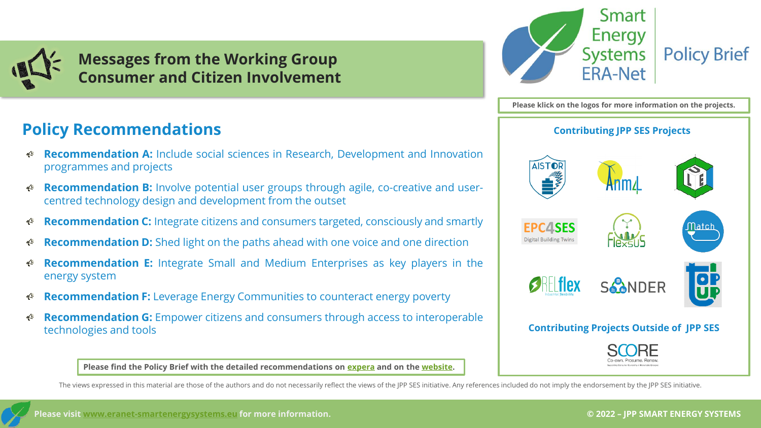# Messages from the Working Group Consumer and Citizen Involvement

Smart Energy Systems ERA-Net | Policy Brief

## Policy Recommendations

- **Recommendation A:** Include social sciences in Research, Development and Innovation programmes and projects
- **Recommendation B:** Involve potential user groups through agile, co-creative and user-centred technology design and development from the outset
- **Recommendation C:** Integrate citizens and consumers targeted, consciously and smartly
- **Recommendation D:** Shed light on the paths ahead with one voice and one direction
- **Recommendation E:** Integrate Small and Medium Enterprises as key players in the energy system
- **Recommendation F:** Leverage Energy Communities to counteract energy poverty
- **Recommendation G:** Empower citizens and consumers through access to interoperable technologies and tools

**Please find the Policy Brief with the detailed recommendations on expera and on the website.**

**Please klick on the logos for more information on the projects.**

### Contributing JPP SES Projects

AISTOR, Anm4L, LCE, EPC4SES Digital Building Twins, FlexSUS, Match, RELflex Industrial flexibility, SANDER, TOP UP

### Contributing Projects Outside of JPP SES

SCORE Co-own. Prosume. Renew.

The views expressed in this material are those of the authors and do not necessarily reflect the views of the JPP SES initiative. Any references included do not imply the endorsement by the JPP SES initiative.

**Please visit www.eranet-smartenergysystems.eu for more information.**

**© 2022 – JPP SMART ENERGY SYSTEMS**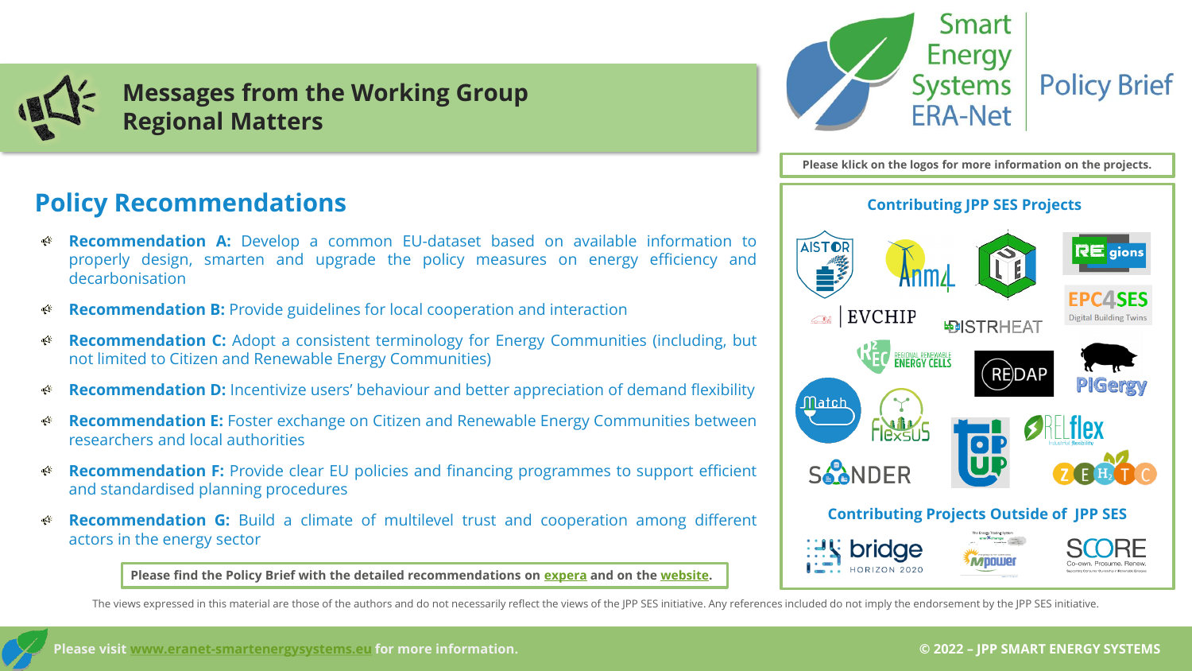# Messages from the Working Group Regional Matters

Smart Energy Systems ERA-Net | Policy Brief

## Policy Recommendations

- **Recommendation A:** Develop a common EU-dataset based on available information to properly design, smarten and upgrade the policy measures on energy efficiency and decarbonisation
- **Recommendation B:** Provide guidelines for local cooperation and interaction
- **Recommendation C:** Adopt a consistent terminology for Energy Communities (including, but not limited to Citizen and Renewable Energy Communities)
- **Recommendation D:** Incentivize users' behaviour and better appreciation of demand flexibility
- **Recommendation E:** Foster exchange on Citizen and Renewable Energy Communities between researchers and local authorities
- **Recommendation F:** Provide clear EU policies and financing programmes to support efficient and standardised planning procedures
- **Recommendation G:** Build a climate of multilevel trust and cooperation among different actors in the energy sector

**Please find the Policy Brief with the detailed recommendations on expera and on the website.**

**Please klick on the logos for more information on the projects.**

### Contributing JPP SES Projects

AISTOR, Anm4L, LUE, REgions, EPC4SES, EVCHIP, DISTRHEAT, R2EC Regional Renewable Energy Cells, REDAP, PIGergy, Match, FlexSUS, TOP UP, RELflex, SANDER, ZEH2TC

### Contributing Projects Outside of JPP SES

bridge Horizon 2020, Mpower, SCORE

The views expressed in this material are those of the authors and do not necessarily reflect the views of the JPP SES initiative. Any references included do not imply the endorsement by the JPP SES initiative.

**Please visit www.eranet-smartenergysystems.eu for more information.**

**© 2022 – JPP SMART ENERGY SYSTEMS**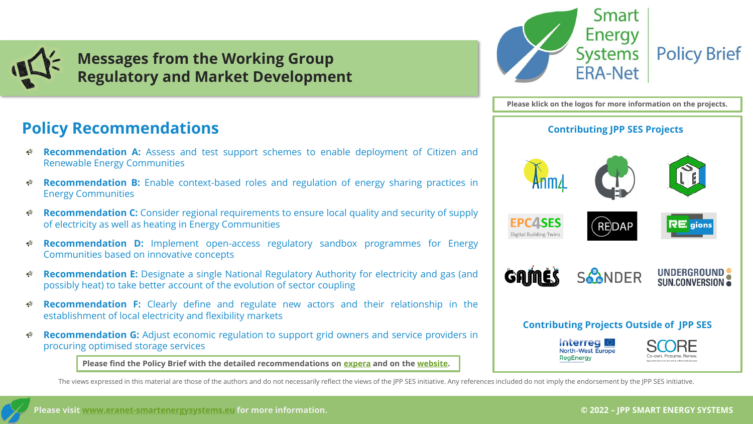# Messages from the Working Group Regulatory and Market Development

Smart Energy Systems ERA-Net | Policy Brief

## Policy Recommendations

- **Recommendation A:** Assess and test support schemes to enable deployment of Citizen and Renewable Energy Communities
- **Recommendation B:** Enable context-based roles and regulation of energy sharing practices in Energy Communities
- **Recommendation C:** Consider regional requirements to ensure local quality and security of supply of electricity as well as heating in Energy Communities
- **Recommendation D:** Implement open-access regulatory sandbox programmes for Energy Communities based on innovative concepts
- **Recommendation E:** Designate a single National Regulatory Authority for electricity and gas (and possibly heat) to take better account of the evolution of sector coupling
- **Recommendation F:** Clearly define and regulate new actors and their relationship in the establishment of local electricity and flexibility markets
- **Recommendation G:** Adjust economic regulation to support grid owners and service providers in procuring optimised storage services

**Please find the Policy Brief with the detailed recommendations on expera and on the website.**

**Please klick on the logos for more information on the projects.**

### Contributing JPP SES Projects

Anm4L, EPC4SES (Digital Building Twins), REDAP, REgions, GAMES, SANDER, UNDERGROUND SUN.CONVERSION

### Contributing Projects Outside of JPP SES

Interreg North-West Europe RegEnergy, SCORE (Co-own. Prosume. Renew.)

The views expressed in this material are those of the authors and do not necessarily reflect the views of the JPP SES initiative. Any references included do not imply the endorsement by the JPP SES initiative.

**Please visit www.eranet-smartenergysystems.eu for more information.**

**© 2022 – JPP SMART ENERGY SYSTEMS**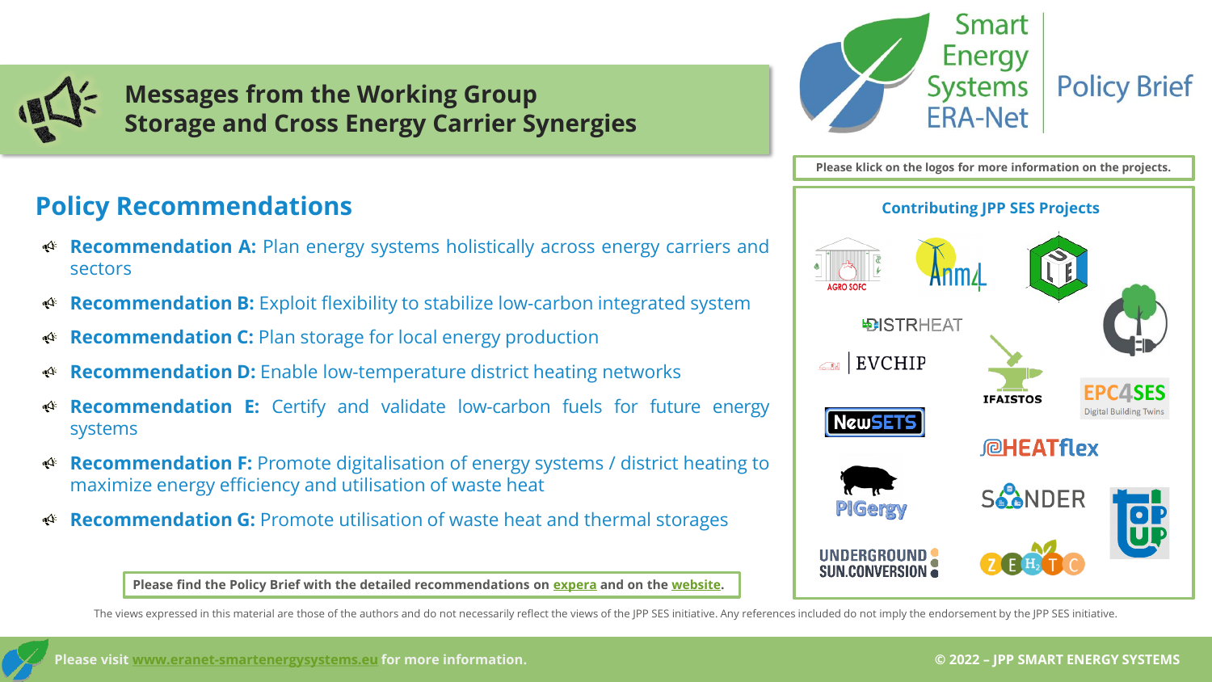# Messages from the Working Group Storage and Cross Energy Carrier Synergies

Smart Energy Systems ERA-Net | Policy Brief

## Policy Recommendations

- **Recommendation A:** Plan energy systems holistically across energy carriers and sectors
- **Recommendation B:** Exploit flexibility to stabilize low-carbon integrated system
- **Recommendation C:** Plan storage for local energy production
- **Recommendation D:** Enable low-temperature district heating networks
- **Recommendation E:** Certify and validate low-carbon fuels for future energy systems
- **Recommendation F:** Promote digitalisation of energy systems / district heating to maximize energy efficiency and utilisation of waste heat
- **Recommendation G:** Promote utilisation of waste heat and thermal storages

**Please find the Policy Brief with the detailed recommendations on expera and on the website.**

**Please klick on the logos for more information on the projects.**

### Contributing JPP SES Projects

AGRO SOFC, Anm4L, DISTRHEAT, EVCHIP, IFAISTOS, EPC4SES (Digital Building Twins), NewSETS, HEATflex, PIGergy, SANDER, TOP UP, UNDERGROUND SUN.CONVERSION, ZEH2TC

The views expressed in this material are those of the authors and do not necessarily reflect the views of the JPP SES initiative. Any references included do not imply the endorsement by the JPP SES initiative.

**Please visit www.eranet-smartenergysystems.eu for more information.**

**© 2022 – JPP SMART ENERGY SYSTEMS**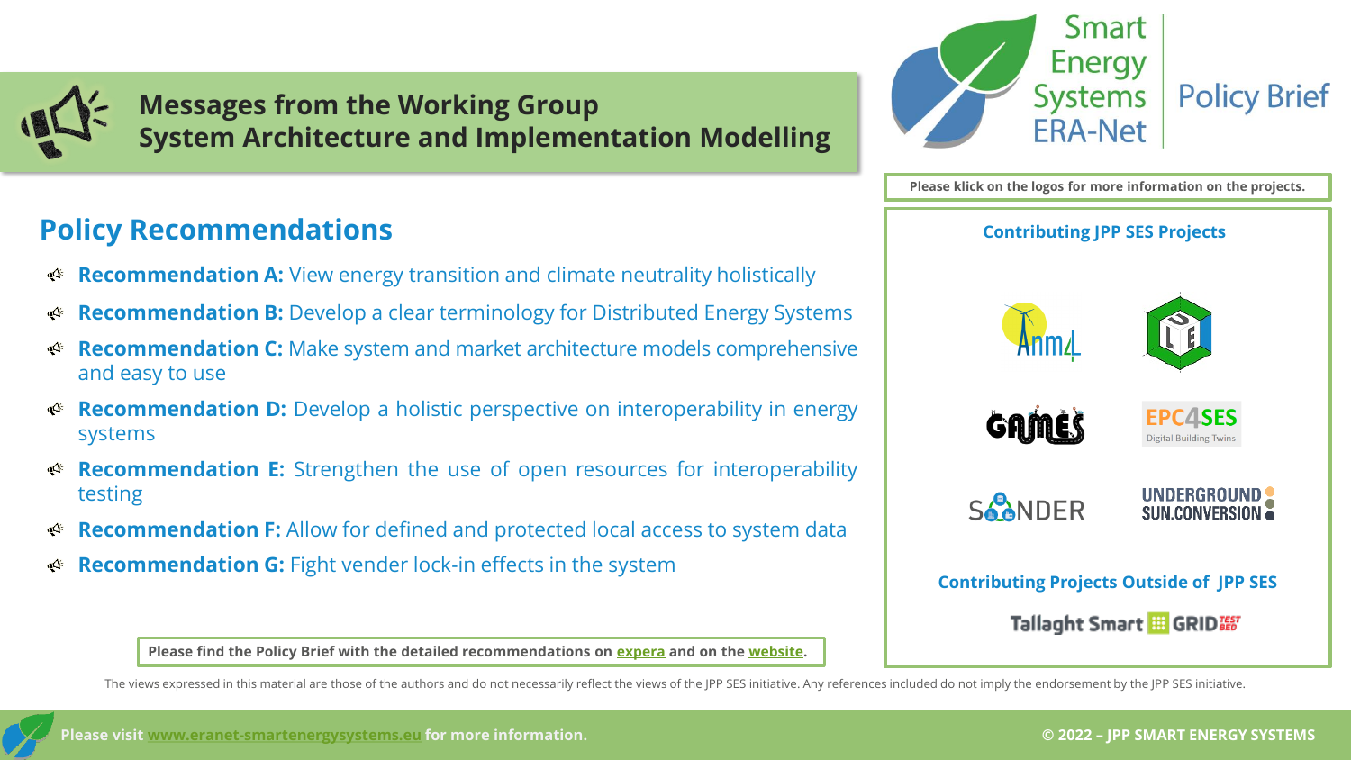# Messages from the Working Group System Architecture and Implementation Modelling

Smart Energy Systems ERA-Net | Policy Brief

## Policy Recommendations

- **Recommendation A:** View energy transition and climate neutrality holistically
- **Recommendation B:** Develop a clear terminology for Distributed Energy Systems
- **Recommendation C:** Make system and market architecture models comprehensive and easy to use
- **Recommendation D:** Develop a holistic perspective on interoperability in energy systems
- **Recommendation E:** Strengthen the use of open resources for interoperability testing
- **Recommendation F:** Allow for defined and protected local access to system data
- **Recommendation G:** Fight vender lock-in effects in the system

**Please find the Policy Brief with the detailed recommendations on expera and on the website.**

**Please klick on the logos for more information on the projects.**

**Contributing JPP SES Projects**

Anm4L, ULE, GAMES, EPC4SES (Digital Building Twins), SANDER, UNDERGROUND SUN.CONVERSION

**Contributing Projects Outside of JPP SES**

Tallaght Smart GRID TEST BED

The views expressed in this material are those of the authors and do not necessarily reflect the views of the JPP SES initiative. Any references included do not imply the endorsement by the JPP SES initiative.

**Please visit www.eranet-smartenergysystems.eu for more information.**

**© 2022 – JPP SMART ENERGY SYSTEMS**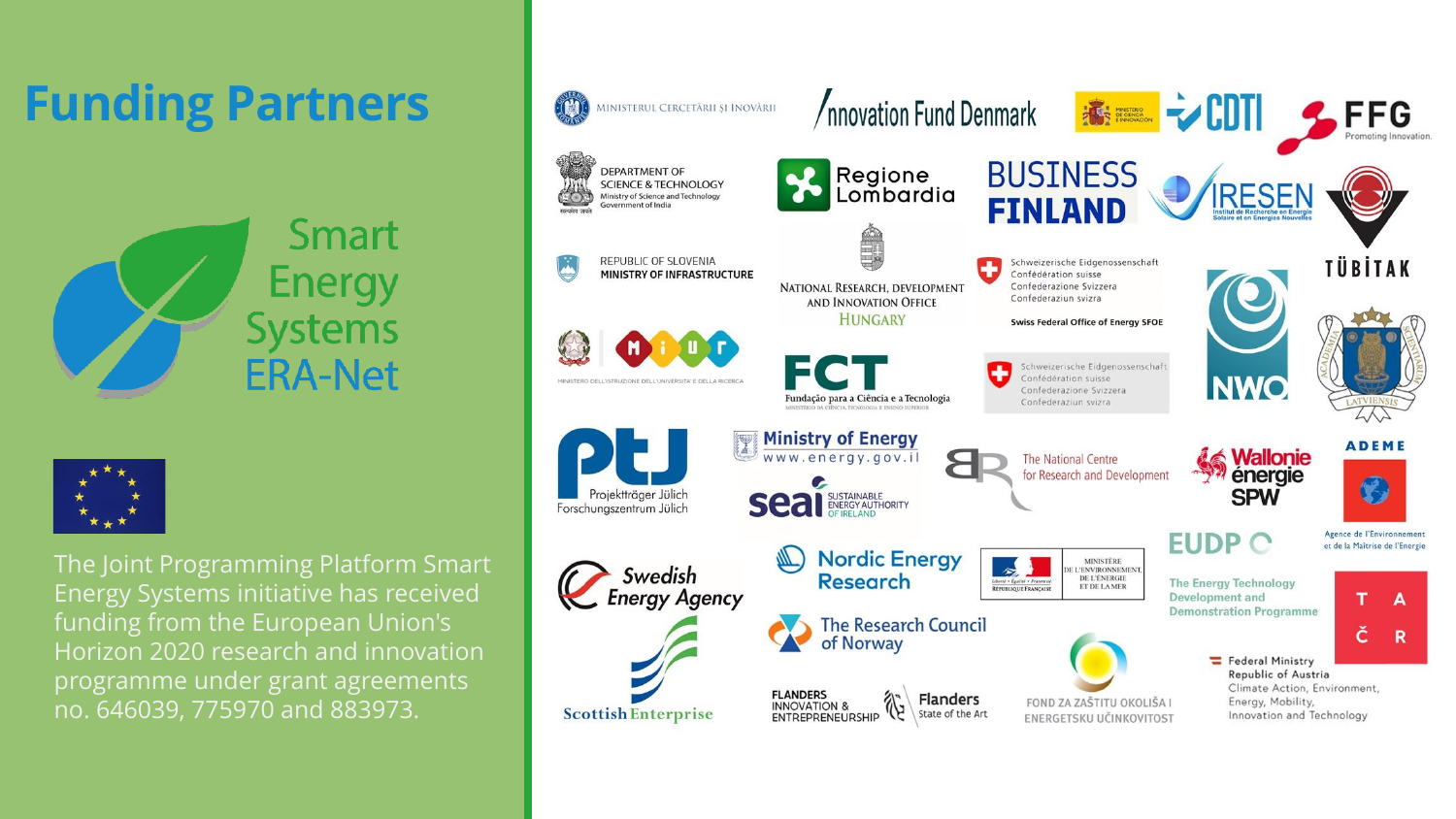# Funding Partners

Smart Energy Systems ERA-Net

The Joint Programming Platform Smart Energy Systems initiative has received funding from the European Union's Horizon 2020 research and innovation programme under grant agreements no. 646039, 775970 and 883973.

MINISTERUL CERCETĂRII ȘI INOVĂRII

Innovation Fund Denmark

MINISTERIO DE CIENCIA E INNOVACIÓN

CDTI

FFG Promoting Innovation.

DEPARTMENT OF SCIENCE & TECHNOLOGY Ministry of Science and Technology Government of India

Regione Lombardia

BUSINESS FINLAND

IRESEN Institut de Recherche en Energie Solaire et en Energies Nouvelles

TÜBİTAK

REPUBLIC OF SLOVENIA MINISTRY OF INFRASTRUCTURE

NATIONAL RESEARCH, DEVELOPMENT AND INNOVATION OFFICE HUNGARY

Schweizerische Eidgenossenschaft Confédération suisse Confederazione Svizzera Confederaziun svizra

Swiss Federal Office of Energy SFOE

NWO

MIUR MINISTERO DELL'ISTRUZIONE DELL'UNIVERSITÀ E DELLA RICERCA

FCT Fundação para a Ciência e a Tecnologia

Schweizerische Eidgenossenschaft Confédération suisse Confederazione Svizzera Confederaziun svizra

LATVIENSIS

PtJ Projektträger Jülich Forschungszentrum Jülich

Ministry of Energy www.energy.gov.il

seai SUSTAINABLE ENERGY AUTHORITY OF IRELAND

The National Centre for Research and Development

Wallonie énergie SPW

ADEME Agence de l'Environnement et de la Maîtrise de l'Energie

Swedish Energy Agency

Nordic Energy Research

MINISTÈRE DE L'ENVIRONNEMENT, DE L'ÉNERGIE ET DE LA MER

EUDP The Energy Technology Development and Demonstration Programme

TA ČR

The Research Council of Norway

Scottish Enterprise

FLANDERS INNOVATION & ENTREPRENEURSHIP

Flanders State of the Art

FOND ZA ZAŠTITU OKOLIŠA I ENERGETSKU UČINKOVITOST

Federal Ministry Republic of Austria Climate Action, Environment, Energy, Mobility, Innovation and Technology